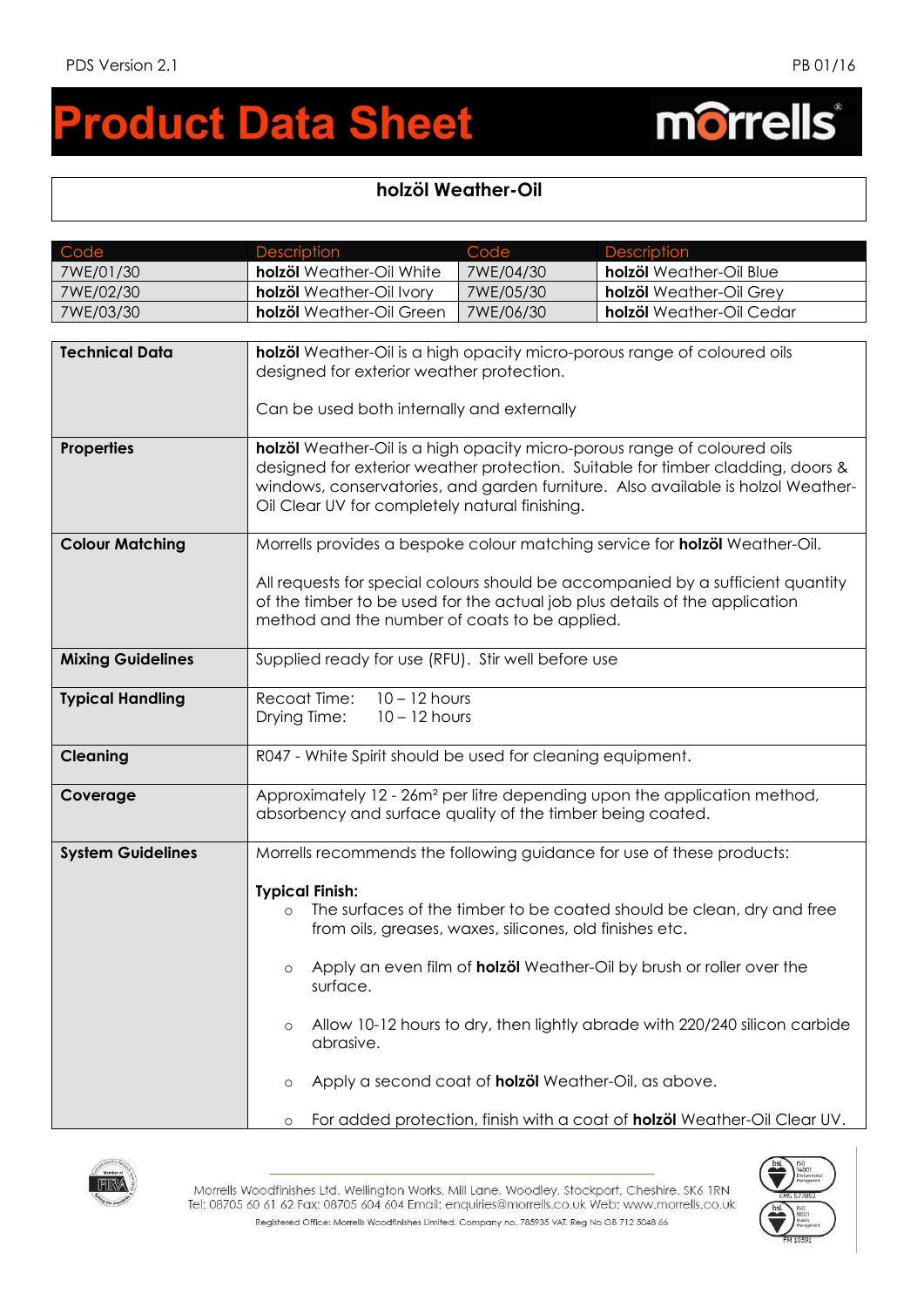# Product Data Sheet

## holzöl Weather-Oil

| Code | Description | Code | Description |
| --- | --- | --- | --- |
| 7WE/01/30 | **holzöl** Weather-Oil White | 7WE/04/30 | **holzöl** Weather-Oil Blue |
| 7WE/02/30 | **holzöl** Weather-Oil Ivory | 7WE/05/30 | **holzöl** Weather-Oil Grey |
| 7WE/03/30 | **holzöl** Weather-Oil Green | 7WE/06/30 | **holzöl** Weather-Oil Cedar |

| | |
| --- | --- |
| **Technical Data** | **holzöl** Weather-Oil is a high opacity micro-porous range of coloured oils designed for exterior weather protection.<br><br>Can be used both internally and externally |
| **Properties** | **holzöl** Weather-Oil is a high opacity micro-porous range of coloured oils designed for exterior weather protection. Suitable for timber cladding, doors & windows, conservatories, and garden furniture. Also available is holzol Weather-Oil Clear UV for completely natural finishing. |
| **Colour Matching** | Morrells provides a bespoke colour matching service for **holzöl** Weather-Oil.<br><br>All requests for special colours should be accompanied by a sufficient quantity of the timber to be used for the actual job plus details of the application method and the number of coats to be applied. |
| **Mixing Guidelines** | Supplied ready for use (RFU). Stir well before use |
| **Typical Handling** | Recoat Time: 10 – 12 hours<br>Drying Time: 10 – 12 hours |
| **Cleaning** | R047 - White Spirit should be used for cleaning equipment. |
| **Coverage** | Approximately 12 - 26m² per litre depending upon the application method, absorbency and surface quality of the timber being coated. |
| **System Guidelines** | Morrells recommends the following guidance for use of these products:<br><br>**Typical Finish:**<br>○ The surfaces of the timber to be coated should be clean, dry and free from oils, greases, waxes, silicones, old finishes etc.<br>○ Apply an even film of **holzöl** Weather-Oil by brush or roller over the surface.<br>○ Allow 10-12 hours to dry, then lightly abrade with 220/240 silicon carbide abrasive.<br>○ Apply a second coat of **holzöl** Weather-Oil, as above.<br>○ For added protection, finish with a coat of **holzöl** Weather-Oil Clear UV. |

Morrells Woodfinishes Ltd. Wellington Works, Mill Lane, Woodley, Stockport, Cheshire. SK6 1RN
Tel: 08705 60 61 62 Fax: 08705 604 604 Email: enquiries@morrells.co.uk Web: www.morrells.co.uk
Registered Office: Morrells Woodfinishes Limited. Company no. 785935 VAT. Reg No GB 712 5048 66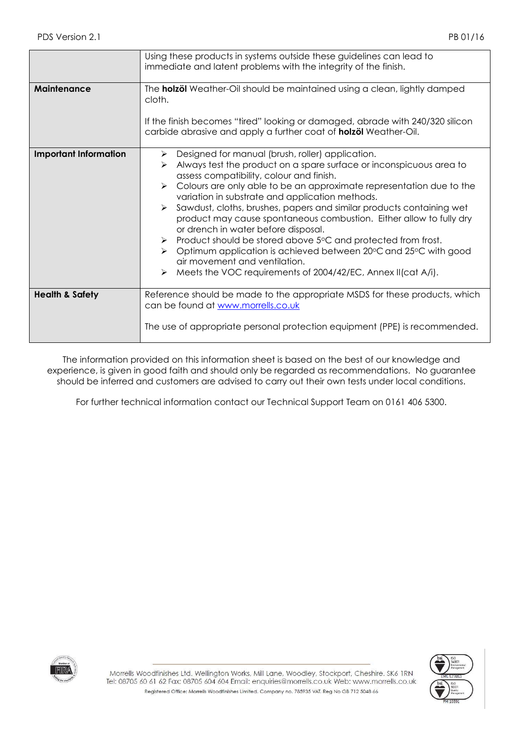| | |
|---|---|
| | Using these products in systems outside these guidelines can lead to immediate and latent problems with the integrity of the finish. |
| **Maintenance** | The **holzöl** Weather-Oil should be maintained using a clean, lightly damped cloth.<br><br>If the finish becomes "tired" looking or damaged, abrade with 240/320 silicon carbide abrasive and apply a further coat of **holzöl** Weather-Oil. |
| **Important Information** | ➢ Designed for manual (brush, roller) application.<br>➢ Always test the product on a spare surface or inconspicuous area to assess compatibility, colour and finish.<br>➢ Colours are only able to be an approximate representation due to the variation in substrate and application methods.<br>➢ Sawdust, cloths, brushes, papers and similar products containing wet product may cause spontaneous combustion. Either allow to fully dry or drench in water before disposal.<br>➢ Product should be stored above 5°C and protected from frost.<br>➢ Optimum application is achieved between 20°C and 25°C with good air movement and ventilation.<br>➢ Meets the VOC requirements of 2004/42/EC, Annex II(cat A/i). |
| **Health & Safety** | Reference should be made to the appropriate MSDS for these products, which can be found at [www.morrells.co.uk](http://www.morrells.co.uk)<br><br>The use of appropriate personal protection equipment (PPE) is recommended. |

The information provided on this information sheet is based on the best of our knowledge and experience, is given in good faith and should only be regarded as recommendations. No guarantee should be inferred and customers are advised to carry out their own tests under local conditions.

For further technical information contact our Technical Support Team on 0161 406 5300.